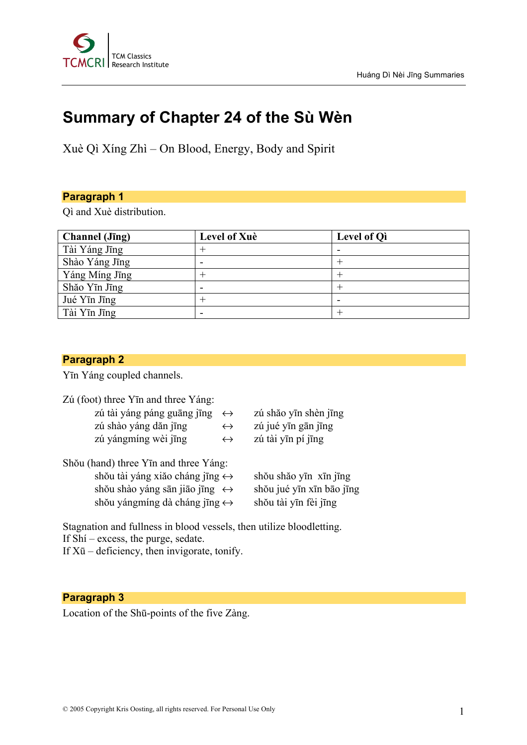# Summary of Chapter 24 of the Sù Wèn

Xuè Qì Xíng Zhì – On Blood, Energy, Body and Spirit

## Paragraph 1

Qì and Xuè distribution.

| Channel (Jīng) | Level of Xuè | Level of Qì |
|---|---|---|
| Tài Yáng Jīng | + | - |
| Shào Yáng Jīng | - | + |
| Yáng Míng Jīng | + | + |
| Shăo Yīn Jīng | - | + |
| Jué Yīn Jīng | + | - |
| Tài Yīn Jīng | - | + |

## Paragraph 2

Yīn Yáng coupled channels.

Zú (foot) three Yīn and three Yáng:

- zú tài yáng páng guāng jīng ↔ zú shăo yīn shèn jīng
- zú shào yáng dăn jīng ↔ zú jué yīn gān jīng
- zú yángmíng wèi jīng ↔ zú tài yīn pí jīng

Shŏu (hand) three Yīn and three Yáng:

- shŏu tài yáng xiăo cháng jīng ↔ shŏu shăo yīn xīn jīng
- shŏu shào yáng sān jiāo jīng ↔ shŏu jué yīn xīn bāo jīng
- shŏu yángmíng dà cháng jīng ↔ shŏu tài yīn fèi jīng

Stagnation and fullness in blood vessels, then utilize bloodletting.
If Shí – excess, the purge, sedate.
If Xū – deficiency, then invigorate, tonify.

## Paragraph 3

Location of the Shū-points of the five Zàng.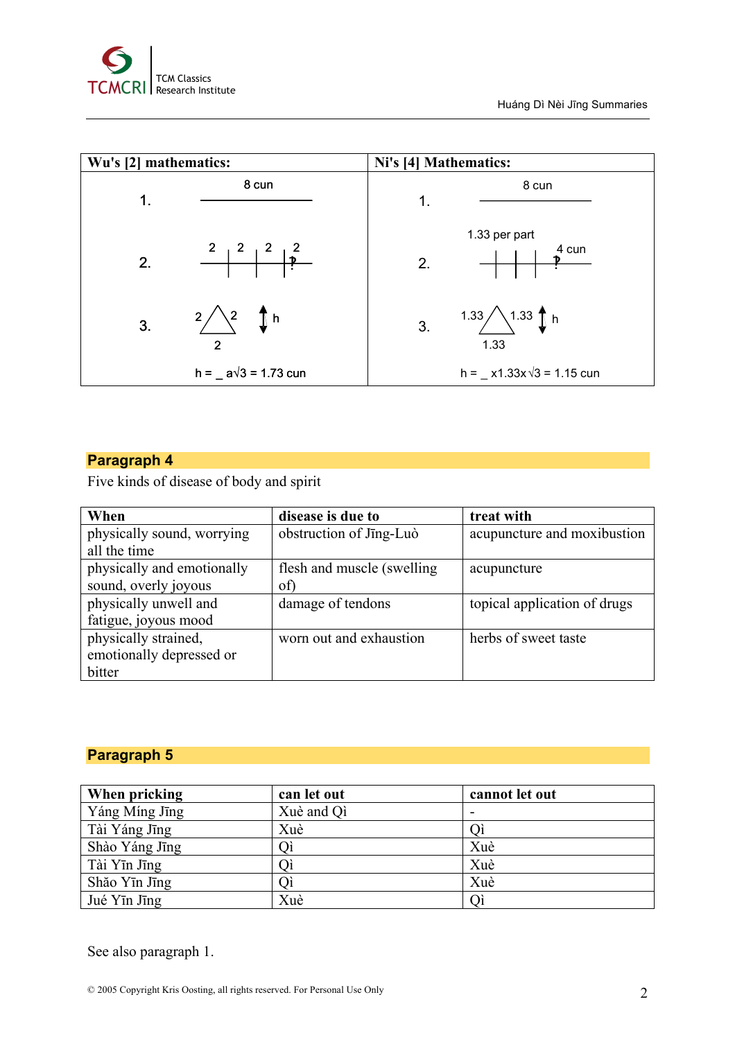| Wu's [2] mathematics: | Ni's [4] Mathematics: |
| --- | --- |
| 1. 8 cun | 1. 8 cun |
| 2. 2 2 2 2 ? | 2. 1.33 per part, 4 cun ? |
| 3. 2 2 2, h | 3. 1.33 1.33 1.33, h |
| h = _ a√3 = 1.73 cun | h = _ x1.33x √3 = 1.15 cun |

## Paragraph 4

Five kinds of disease of body and spirit

| When | disease is due to | treat with |
| --- | --- | --- |
| physically sound, worrying all the time | obstruction of Jīng-Luò | acupuncture and moxibustion |
| physically and emotionally sound, overly joyous | flesh and muscle (swelling of) | acupuncture |
| physically unwell and fatigue, joyous mood | damage of tendons | topical application of drugs |
| physically strained, emotionally depressed or bitter | worn out and exhaustion | herbs of sweet taste |

## Paragraph 5

| When pricking | can let out | cannot let out |
| --- | --- | --- |
| Yáng Míng Jīng | Xuè and Qì | - |
| Tài Yáng Jīng | Xuè | Qì |
| Shào Yáng Jīng | Qì | Xuè |
| Tài Yīn Jīng | Qì | Xuè |
| Shǎo Yīn Jīng | Qì | Xuè |
| Jué Yīn Jīng | Xuè | Qì |

See also paragraph 1.

© 2005 Copyright Kris Oosting, all rights reserved. For Personal Use Only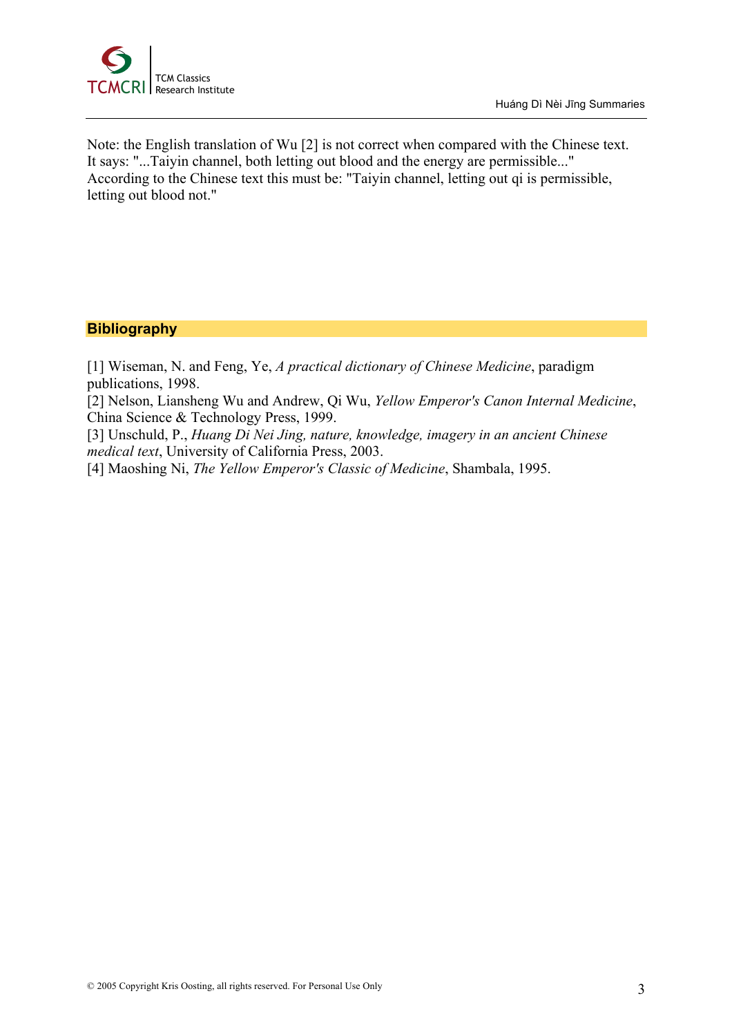Note: the English translation of Wu [2] is not correct when compared with the Chinese text. It says: "...Taiyin channel, both letting out blood and the energy are permissible..." According to the Chinese text this must be: "Taiyin channel, letting out qi is permissible, letting out blood not."

## Bibliography

[1] Wiseman, N. and Feng, Ye, *A practical dictionary of Chinese Medicine*, paradigm publications, 1998.
[2] Nelson, Liansheng Wu and Andrew, Qi Wu, *Yellow Emperor's Canon Internal Medicine*, China Science & Technology Press, 1999.
[3] Unschuld, P., *Huang Di Nei Jing, nature, knowledge, imagery in an ancient Chinese medical text*, University of California Press, 2003.
[4] Maoshing Ni, *The Yellow Emperor's Classic of Medicine*, Shambala, 1995.